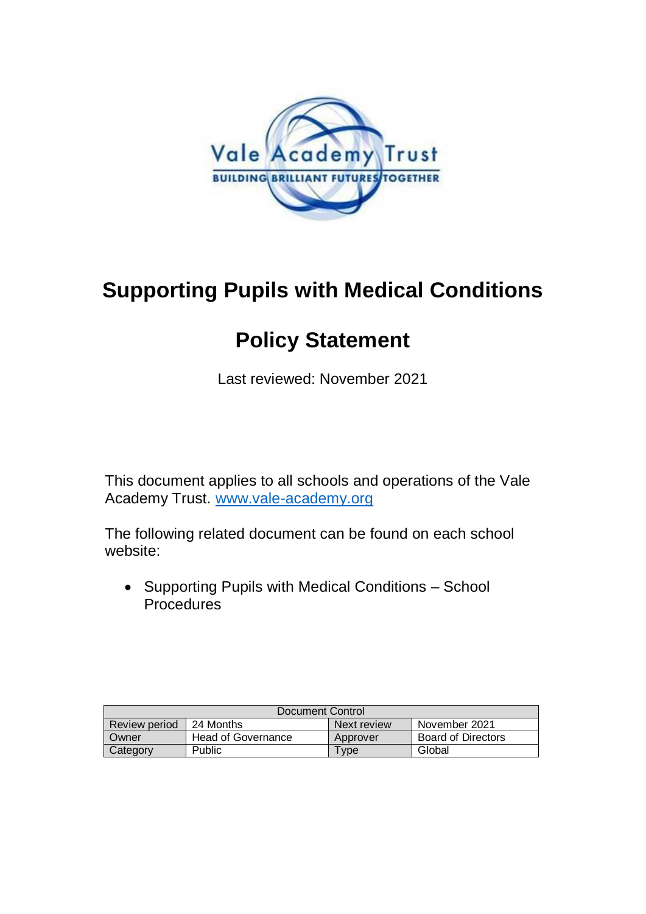Vale Academy Trust

BUILDING BRILLIANT FUTURES TOGETHER

# Supporting Pupils with Medical Conditions

# Policy Statement

Last reviewed: November 2021

This document applies to all schools and operations of the Vale Academy Trust. [www.vale-academy.org](http://www.vale-academy.org)

The following related document can be found on each school website:

- Supporting Pupils with Medical Conditions – School Procedures

| Document Control | | | |
|---|---|---|---|
| Review period | 24 Months | Next review | November 2021 |
| Owner | Head of Governance | Approver | Board of Directors |
| Category | Public | Type | Global |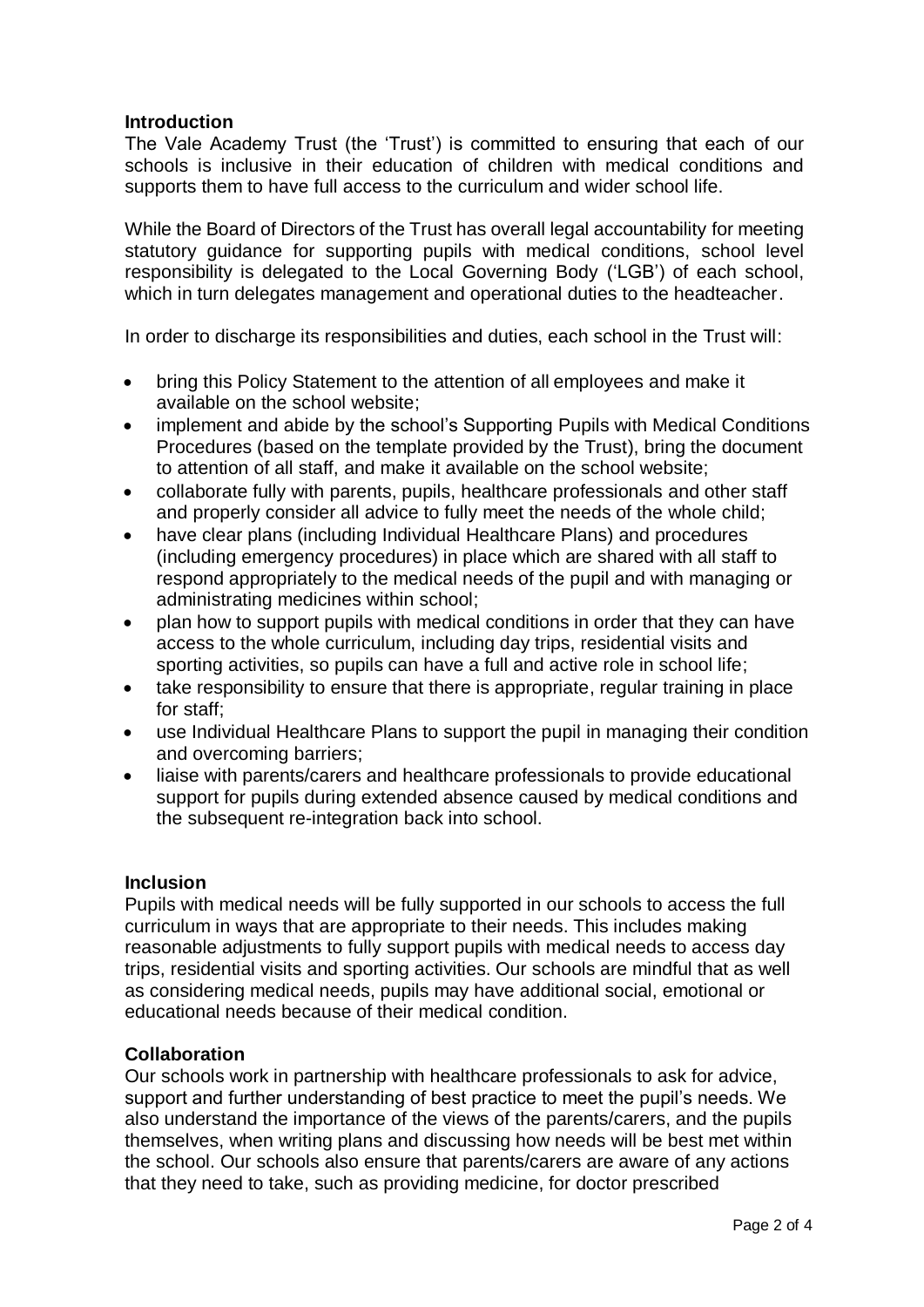## Introduction

The Vale Academy Trust (the 'Trust') is committed to ensuring that each of our schools is inclusive in their education of children with medical conditions and supports them to have full access to the curriculum and wider school life.

While the Board of Directors of the Trust has overall legal accountability for meeting statutory guidance for supporting pupils with medical conditions, school level responsibility is delegated to the Local Governing Body ('LGB') of each school, which in turn delegates management and operational duties to the headteacher.

In order to discharge its responsibilities and duties, each school in the Trust will:

- bring this Policy Statement to the attention of all employees and make it available on the school website;
- implement and abide by the school's Supporting Pupils with Medical Conditions Procedures (based on the template provided by the Trust), bring the document to attention of all staff, and make it available on the school website;
- collaborate fully with parents, pupils, healthcare professionals and other staff and properly consider all advice to fully meet the needs of the whole child;
- have clear plans (including Individual Healthcare Plans) and procedures (including emergency procedures) in place which are shared with all staff to respond appropriately to the medical needs of the pupil and with managing or administrating medicines within school;
- plan how to support pupils with medical conditions in order that they can have access to the whole curriculum, including day trips, residential visits and sporting activities, so pupils can have a full and active role in school life;
- take responsibility to ensure that there is appropriate, regular training in place for staff;
- use Individual Healthcare Plans to support the pupil in managing their condition and overcoming barriers;
- liaise with parents/carers and healthcare professionals to provide educational support for pupils during extended absence caused by medical conditions and the subsequent re-integration back into school.

## Inclusion

Pupils with medical needs will be fully supported in our schools to access the full curriculum in ways that are appropriate to their needs. This includes making reasonable adjustments to fully support pupils with medical needs to access day trips, residential visits and sporting activities. Our schools are mindful that as well as considering medical needs, pupils may have additional social, emotional or educational needs because of their medical condition.

## Collaboration

Our schools work in partnership with healthcare professionals to ask for advice, support and further understanding of best practice to meet the pupil's needs. We also understand the importance of the views of the parents/carers, and the pupils themselves, when writing plans and discussing how needs will be best met within the school. Our schools also ensure that parents/carers are aware of any actions that they need to take, such as providing medicine, for doctor prescribed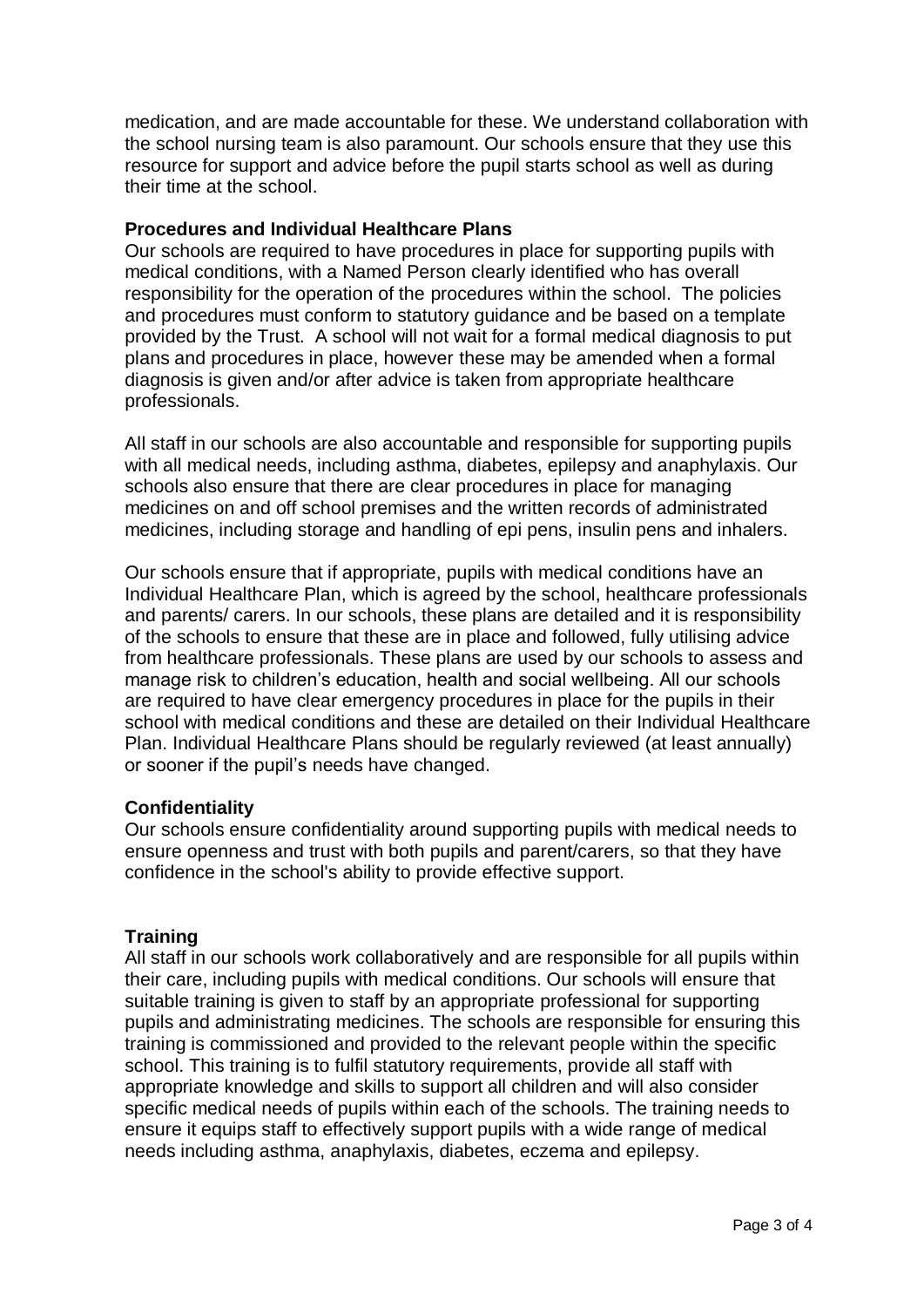medication, and are made accountable for these. We understand collaboration with the school nursing team is also paramount. Our schools ensure that they use this resource for support and advice before the pupil starts school as well as during their time at the school.

**Procedures and Individual Healthcare Plans**

Our schools are required to have procedures in place for supporting pupils with medical conditions, with a Named Person clearly identified who has overall responsibility for the operation of the procedures within the school. The policies and procedures must conform to statutory guidance and be based on a template provided by the Trust. A school will not wait for a formal medical diagnosis to put plans and procedures in place, however these may be amended when a formal diagnosis is given and/or after advice is taken from appropriate healthcare professionals.

All staff in our schools are also accountable and responsible for supporting pupils with all medical needs, including asthma, diabetes, epilepsy and anaphylaxis. Our schools also ensure that there are clear procedures in place for managing medicines on and off school premises and the written records of administrated medicines, including storage and handling of epi pens, insulin pens and inhalers.

Our schools ensure that if appropriate, pupils with medical conditions have an Individual Healthcare Plan, which is agreed by the school, healthcare professionals and parents/ carers. In our schools, these plans are detailed and it is responsibility of the schools to ensure that these are in place and followed, fully utilising advice from healthcare professionals. These plans are used by our schools to assess and manage risk to children's education, health and social wellbeing. All our schools are required to have clear emergency procedures in place for the pupils in their school with medical conditions and these are detailed on their Individual Healthcare Plan. Individual Healthcare Plans should be regularly reviewed (at least annually) or sooner if the pupil's needs have changed.

**Confidentiality**

Our schools ensure confidentiality around supporting pupils with medical needs to ensure openness and trust with both pupils and parent/carers, so that they have confidence in the school's ability to provide effective support.

**Training**

All staff in our schools work collaboratively and are responsible for all pupils within their care, including pupils with medical conditions. Our schools will ensure that suitable training is given to staff by an appropriate professional for supporting pupils and administrating medicines. The schools are responsible for ensuring this training is commissioned and provided to the relevant people within the specific school. This training is to fulfil statutory requirements, provide all staff with appropriate knowledge and skills to support all children and will also consider specific medical needs of pupils within each of the schools. The training needs to ensure it equips staff to effectively support pupils with a wide range of medical needs including asthma, anaphylaxis, diabetes, eczema and epilepsy.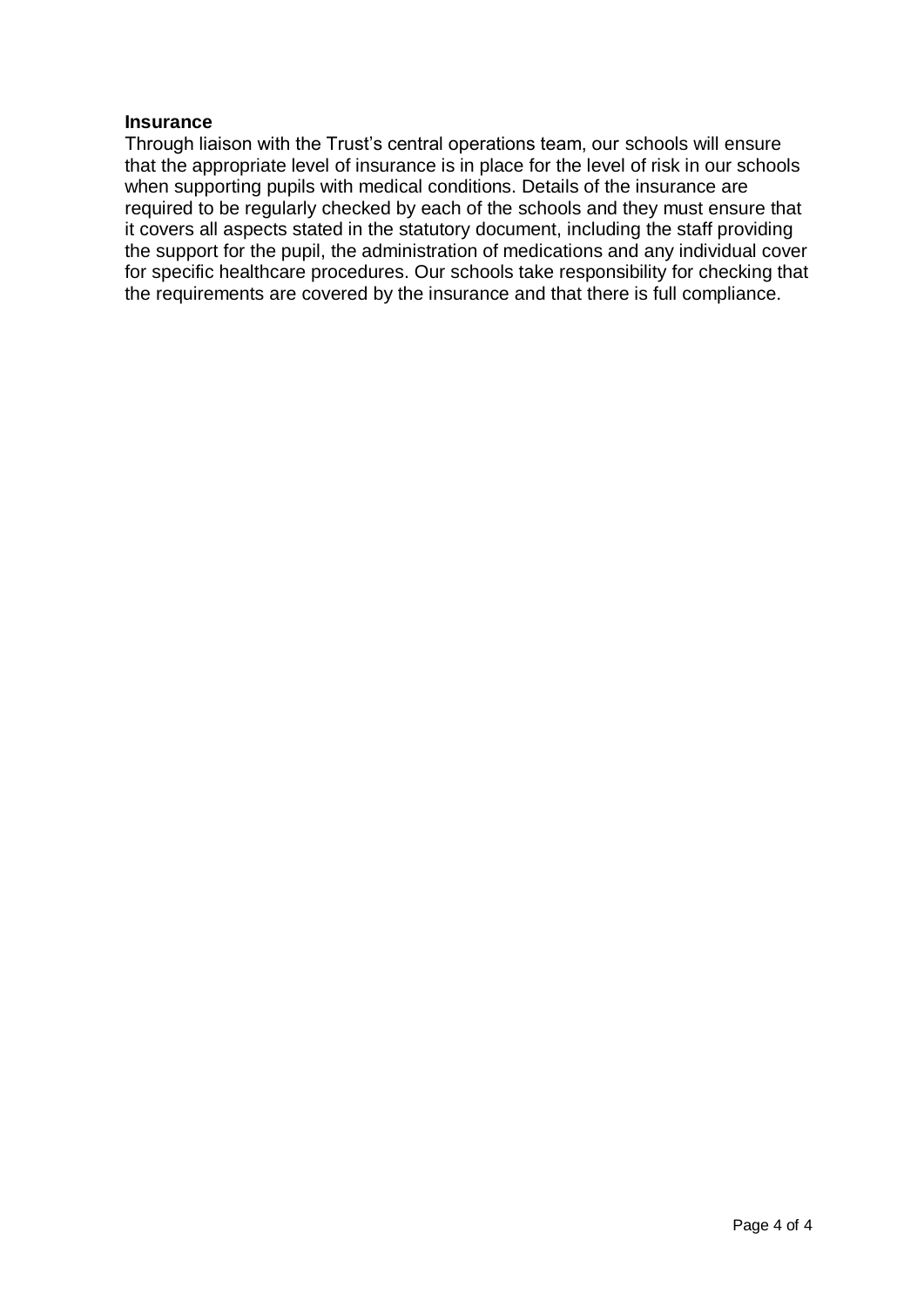**Insurance**

Through liaison with the Trust's central operations team, our schools will ensure that the appropriate level of insurance is in place for the level of risk in our schools when supporting pupils with medical conditions. Details of the insurance are required to be regularly checked by each of the schools and they must ensure that it covers all aspects stated in the statutory document, including the staff providing the support for the pupil, the administration of medications and any individual cover for specific healthcare procedures. Our schools take responsibility for checking that the requirements are covered by the insurance and that there is full compliance.